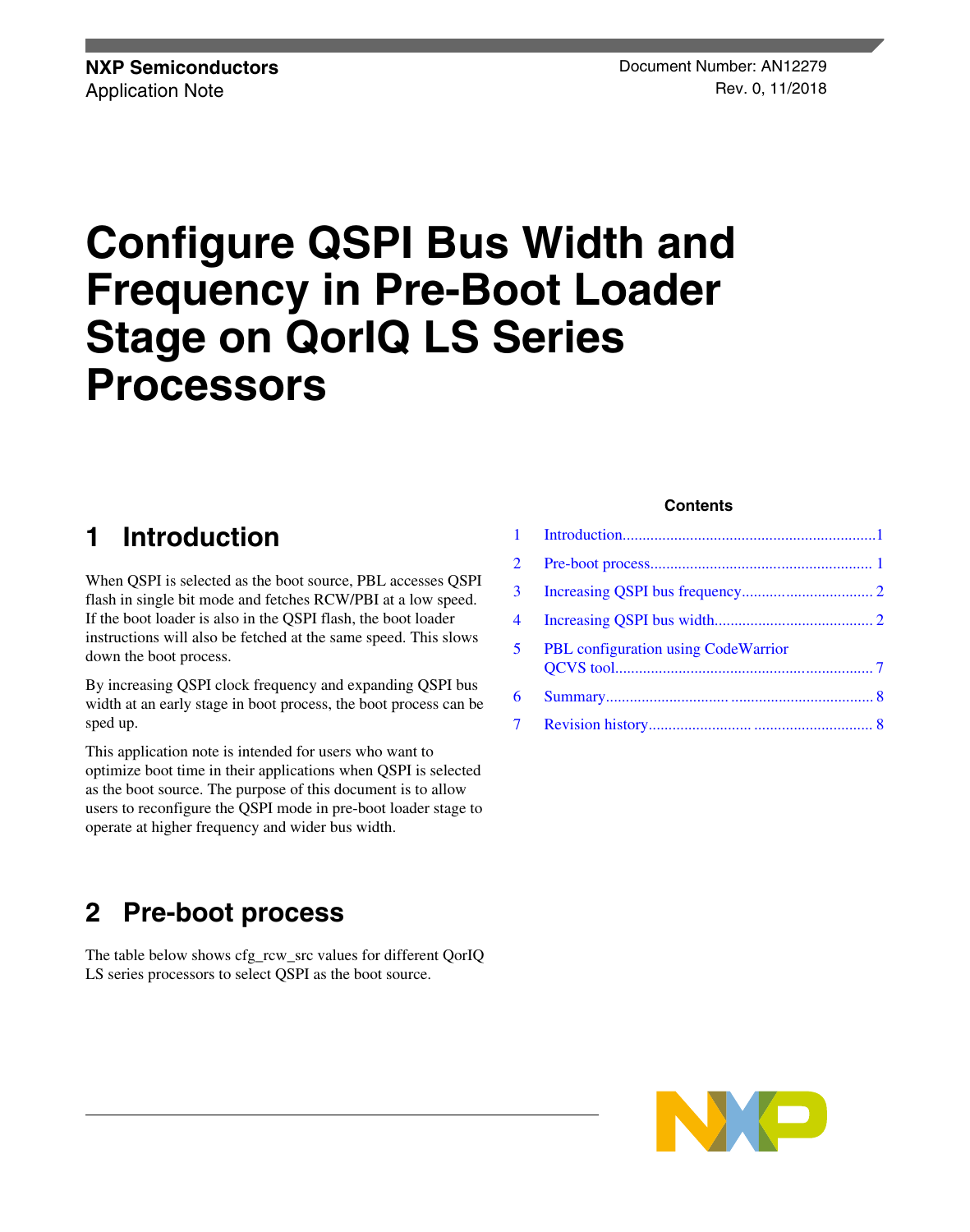NXP Semiconductors
Application Note

Document Number: AN12279
Rev. 0, 11/2018

# Configure QSPI Bus Width and Frequency in Pre-Boot Loader Stage on QorIQ LS Series Processors

**Contents**

1. Introduction........1
2. Pre-boot process........1
3. Increasing QSPI bus frequency........2
4. Increasing QSPI bus width........2
5. PBL configuration using CodeWarrior QCVS tool........7
6. Summary........8
7. Revision history........8

## 1 Introduction

When QSPI is selected as the boot source, PBL accesses QSPI flash in single bit mode and fetches RCW/PBI at a low speed. If the boot loader is also in the QSPI flash, the boot loader instructions will also be fetched at the same speed. This slows down the boot process.

By increasing QSPI clock frequency and expanding QSPI bus width at an early stage in boot process, the boot process can be sped up.

This application note is intended for users who want to optimize boot time in their applications when QSPI is selected as the boot source. The purpose of this document is to allow users to reconfigure the QSPI mode in pre-boot loader stage to operate at higher frequency and wider bus width.

## 2 Pre-boot process

The table below shows cfg_rcw_src values for different QorIQ LS series processors to select QSPI as the boot source.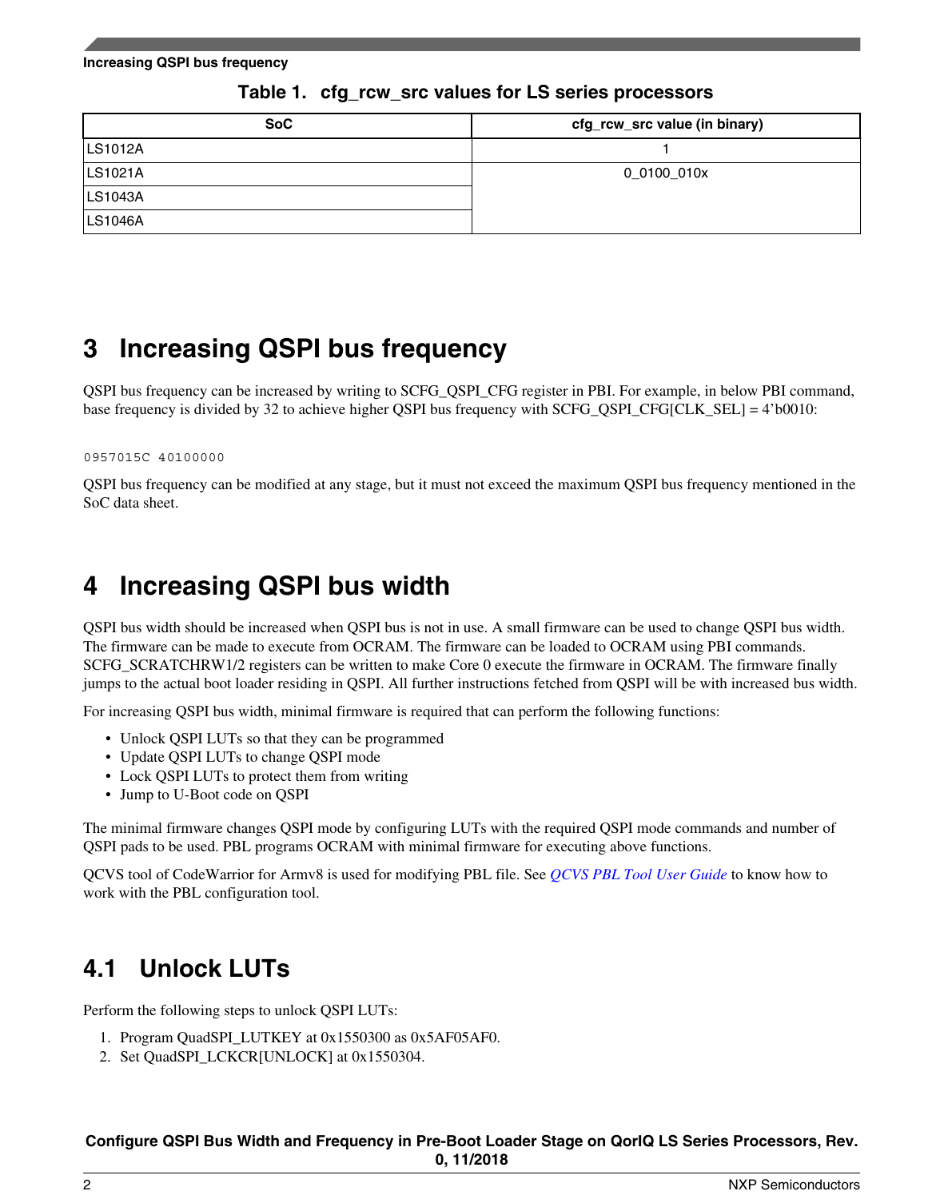Table 1. cfg_rcw_src values for LS series processors

| SoC | cfg_rcw_src value (in binary) |
| --- | --- |
| LS1012A | 1 |
| LS1021A | 0_0100_010x |
| LS1043A | |
| LS1046A | |

# 3 Increasing QSPI bus frequency

QSPI bus frequency can be increased by writing to SCFG_QSPI_CFG register in PBI. For example, in below PBI command, base frequency is divided by 32 to achieve higher QSPI bus frequency with SCFG_QSPI_CFG[CLK_SEL] = 4'b0010:

```
0957015C 40100000
```

QSPI bus frequency can be modified at any stage, but it must not exceed the maximum QSPI bus frequency mentioned in the SoC data sheet.

# 4 Increasing QSPI bus width

QSPI bus width should be increased when QSPI bus is not in use. A small firmware can be used to change QSPI bus width. The firmware can be made to execute from OCRAM. The firmware can be loaded to OCRAM using PBI commands. SCFG_SCRATCHRW1/2 registers can be written to make Core 0 execute the firmware in OCRAM. The firmware finally jumps to the actual boot loader residing in QSPI. All further instructions fetched from QSPI will be with increased bus width.

For increasing QSPI bus width, minimal firmware is required that can perform the following functions:

- Unlock QSPI LUTs so that they can be programmed
- Update QSPI LUTs to change QSPI mode
- Lock QSPI LUTs to protect them from writing
- Jump to U-Boot code on QSPI

The minimal firmware changes QSPI mode by configuring LUTs with the required QSPI mode commands and number of QSPI pads to be used. PBL programs OCRAM with minimal firmware for executing above functions.

QCVS tool of CodeWarrior for Armv8 is used for modifying PBL file. See *QCVS PBL Tool User Guide* to know how to work with the PBL configuration tool.

## 4.1 Unlock LUTs

Perform the following steps to unlock QSPI LUTs:

1. Program QuadSPI_LUTKEY at 0x1550300 as 0x5AF05AF0.
2. Set QuadSPI_LCKCR[UNLOCK] at 0x1550304.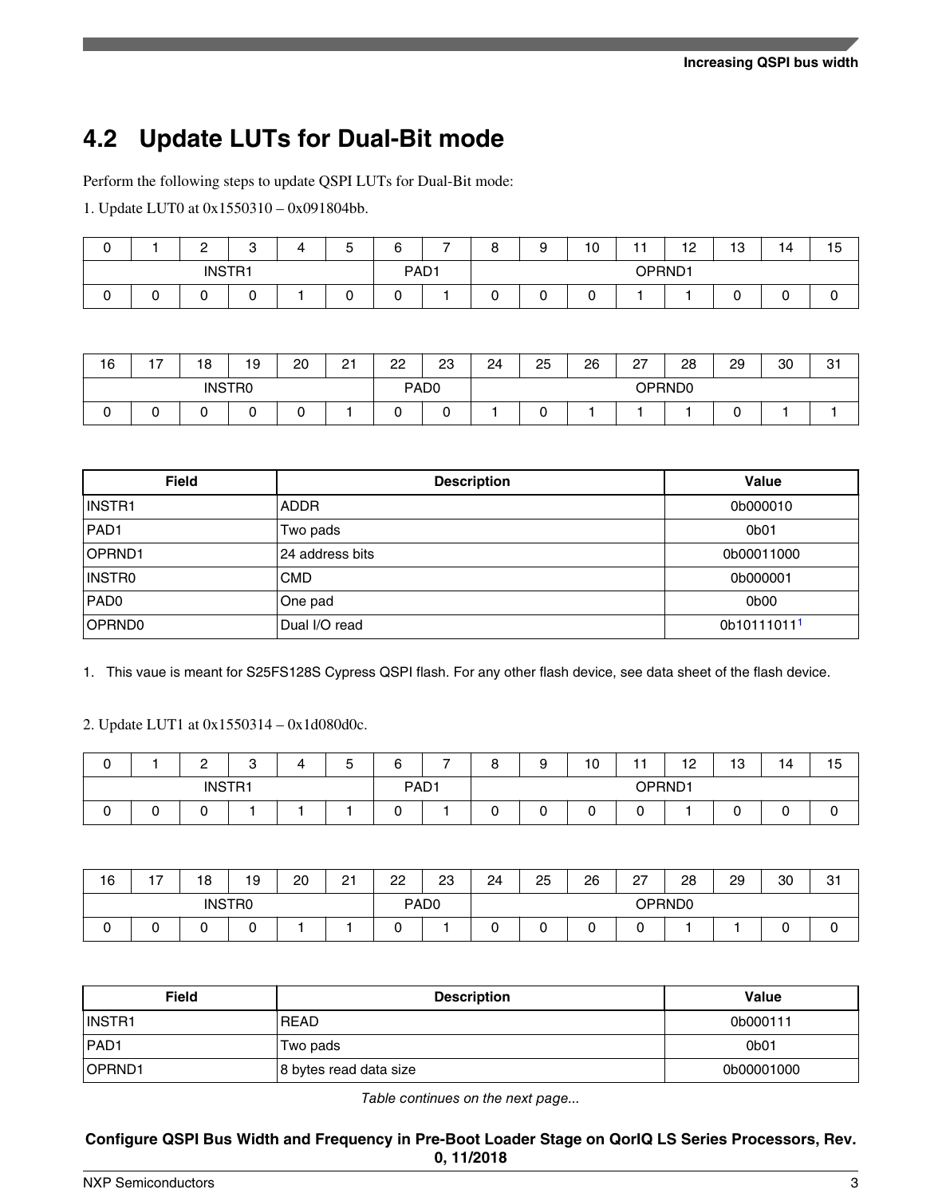## 4.2 Update LUTs for Dual-Bit mode

Perform the following steps to update QSPI LUTs for Dual-Bit mode:

1. Update LUT0 at 0x1550310 – 0x091804bb.

| 0 | 1 | 2 | 3 | 4 | 5 | 6 | 7 | 8 | 9 | 10 | 11 | 12 | 13 | 14 | 15 |
|---|---|---|---|---|---|---|---|---|---|---|---|---|---|---|---|
| INSTR1 | | | | | | PAD1 | | OPRND1 | | | | | | | |
| 0 | 0 | 0 | 0 | 1 | 0 | 0 | 1 | 0 | 0 | 0 | 1 | 1 | 0 | 0 | 0 |

| 16 | 17 | 18 | 19 | 20 | 21 | 22 | 23 | 24 | 25 | 26 | 27 | 28 | 29 | 30 | 31 |
|---|---|---|---|---|---|---|---|---|---|---|---|---|---|---|---|
| INSTR0 | | | | | | PAD0 | | OPRND0 | | | | | | | |
| 0 | 0 | 0 | 0 | 0 | 1 | 0 | 0 | 1 | 0 | 1 | 1 | 1 | 0 | 1 | 1 |

| Field | Description | Value |
|---|---|---|
| INSTR1 | ADDR | 0b000010 |
| PAD1 | Two pads | 0b01 |
| OPRND1 | 24 address bits | 0b00011000 |
| INSTR0 | CMD | 0b000001 |
| PAD0 | One pad | 0b00 |
| OPRND0 | Dual I/O read | 0b10111011[1] |

1. This vaue is meant for S25FS128S Cypress QSPI flash. For any other flash device, see data sheet of the flash device.

2. Update LUT1 at 0x1550314 – 0x1d080d0c.

| 0 | 1 | 2 | 3 | 4 | 5 | 6 | 7 | 8 | 9 | 10 | 11 | 12 | 13 | 14 | 15 |
|---|---|---|---|---|---|---|---|---|---|---|---|---|---|---|---|
| INSTR1 | | | | | | PAD1 | | OPRND1 | | | | | | | |
| 0 | 0 | 0 | 1 | 1 | 1 | 0 | 1 | 0 | 0 | 0 | 0 | 1 | 0 | 0 | 0 |

| 16 | 17 | 18 | 19 | 20 | 21 | 22 | 23 | 24 | 25 | 26 | 27 | 28 | 29 | 30 | 31 |
|---|---|---|---|---|---|---|---|---|---|---|---|---|---|---|---|
| INSTR0 | | | | | | PAD0 | | OPRND0 | | | | | | | |
| 0 | 0 | 0 | 0 | 1 | 1 | 0 | 1 | 0 | 0 | 0 | 0 | 1 | 1 | 0 | 0 |

| Field | Description | Value |
|---|---|---|
| INSTR1 | READ | 0b000111 |
| PAD1 | Two pads | 0b01 |
| OPRND1 | 8 bytes read data size | 0b00001000 |

*Table continues on the next page...*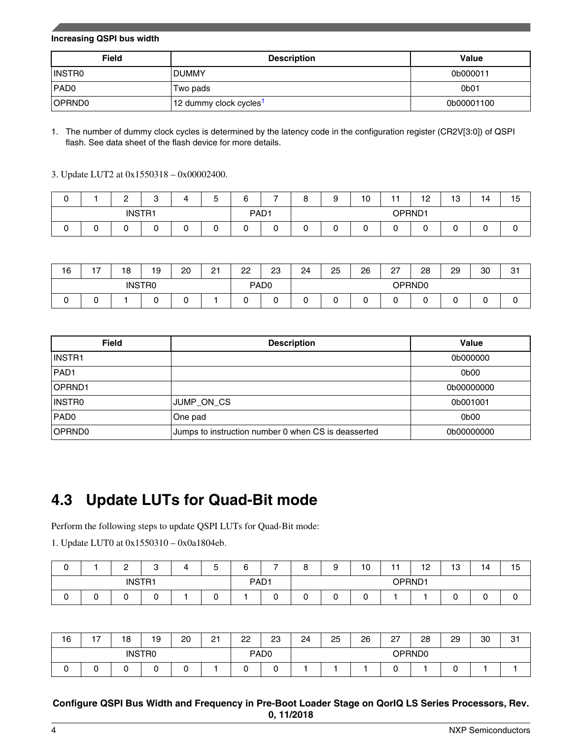| Field | Description | Value |
| --- | --- | --- |
| INSTR0 | DUMMY | 0b000011 |
| PAD0 | Two pads | 0b01 |
| OPRND0 | 12 dummy clock cycles[1] | 0b00001100 |

1. The number of dummy clock cycles is determined by the latency code in the configuration register (CR2V[3:0]) of QSPI flash. See data sheet of the flash device for more details.

3. Update LUT2 at 0x1550318 – 0x00002400.

| 0 | 1 | 2 | 3 | 4 | 5 | 6 | 7 | 8 | 9 | 10 | 11 | 12 | 13 | 14 | 15 |
| --- | --- | --- | --- | --- | --- | --- | --- | --- | --- | --- | --- | --- | --- | --- | --- |
| INSTR1 | | | | | | PAD1 | | OPRND1 | | | | | | | |
| 0 | 0 | 0 | 0 | 0 | 0 | 0 | 0 | 0 | 0 | 0 | 0 | 0 | 0 | 0 | 0 |

| 16 | 17 | 18 | 19 | 20 | 21 | 22 | 23 | 24 | 25 | 26 | 27 | 28 | 29 | 30 | 31 |
| --- | --- | --- | --- | --- | --- | --- | --- | --- | --- | --- | --- | --- | --- | --- | --- |
| INSTR0 | | | | | | PAD0 | | OPRND0 | | | | | | | |
| 0 | 0 | 1 | 0 | 0 | 1 | 0 | 0 | 0 | 0 | 0 | 0 | 0 | 0 | 0 | 0 |

| Field | Description | Value |
| --- | --- | --- |
| INSTR1 | | 0b000000 |
| PAD1 | | 0b00 |
| OPRND1 | | 0b00000000 |
| INSTR0 | JUMP_ON_CS | 0b001001 |
| PAD0 | One pad | 0b00 |
| OPRND0 | Jumps to instruction number 0 when CS is deasserted | 0b00000000 |

## 4.3 Update LUTs for Quad-Bit mode

Perform the following steps to update QSPI LUTs for Quad-Bit mode:

1. Update LUT0 at 0x1550310 – 0x0a1804eb.

| 0 | 1 | 2 | 3 | 4 | 5 | 6 | 7 | 8 | 9 | 10 | 11 | 12 | 13 | 14 | 15 |
| --- | --- | --- | --- | --- | --- | --- | --- | --- | --- | --- | --- | --- | --- | --- | --- |
| INSTR1 | | | | | | PAD1 | | OPRND1 | | | | | | | |
| 0 | 0 | 0 | 0 | 1 | 0 | 1 | 0 | 0 | 0 | 0 | 1 | 1 | 0 | 0 | 0 |

| 16 | 17 | 18 | 19 | 20 | 21 | 22 | 23 | 24 | 25 | 26 | 27 | 28 | 29 | 30 | 31 |
| --- | --- | --- | --- | --- | --- | --- | --- | --- | --- | --- | --- | --- | --- | --- | --- |
| INSTR0 | | | | | | PAD0 | | OPRND0 | | | | | | | |
| 0 | 0 | 0 | 0 | 0 | 1 | 0 | 0 | 1 | 1 | 1 | 0 | 1 | 0 | 1 | 1 |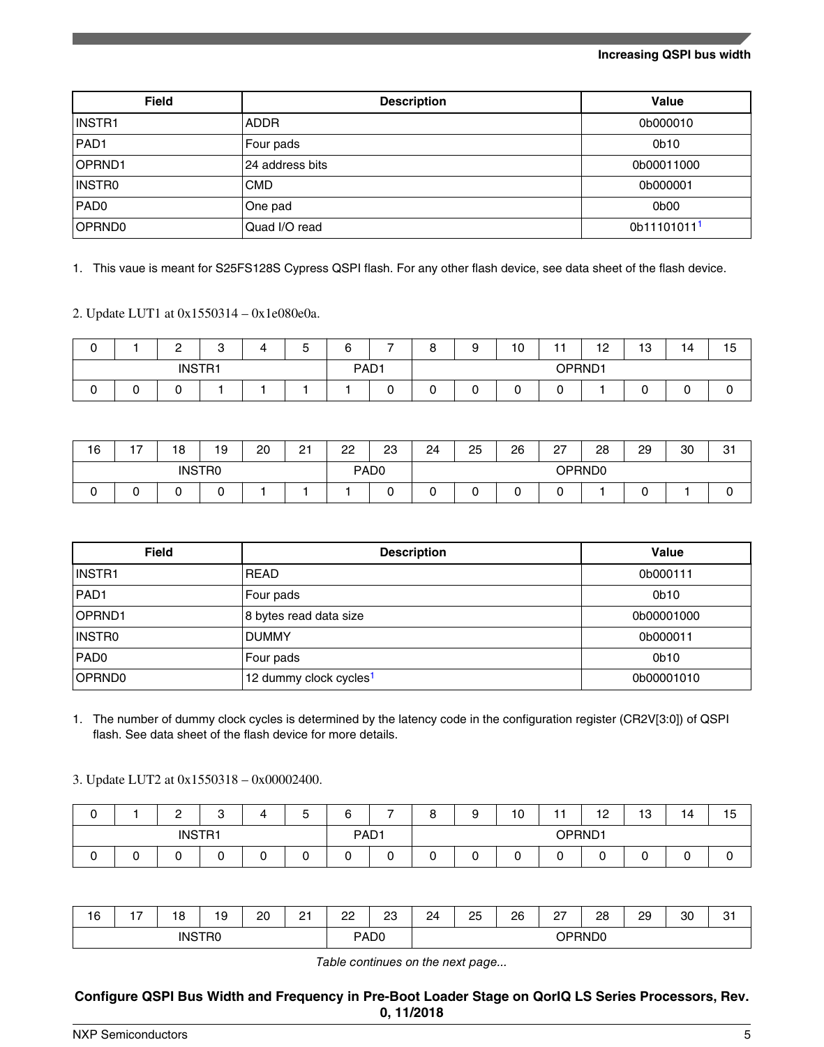| Field | Description | Value |
|---|---|---|
| INSTR1 | ADDR | 0b000010 |
| PAD1 | Four pads | 0b10 |
| OPRND1 | 24 address bits | 0b00011000 |
| INSTR0 | CMD | 0b000001 |
| PAD0 | One pad | 0b00 |
| OPRND0 | Quad I/O read | 0b11101011[1] |

1. This vaue is meant for S25FS128S Cypress QSPI flash. For any other flash device, see data sheet of the flash device.

2. Update LUT1 at 0x1550314 – 0x1e080e0a.

| 0 | 1 | 2 | 3 | 4 | 5 | 6 | 7 | 8 | 9 | 10 | 11 | 12 | 13 | 14 | 15 |
|---|---|---|---|---|---|---|---|---|---|---|---|---|---|---|---|
| INSTR1 | | | | | | PAD1 | | OPRND1 | | | | | | | |
| 0 | 0 | 0 | 1 | 1 | 1 | 1 | 0 | 0 | 0 | 0 | 0 | 1 | 0 | 0 | 0 |

| 16 | 17 | 18 | 19 | 20 | 21 | 22 | 23 | 24 | 25 | 26 | 27 | 28 | 29 | 30 | 31 |
|---|---|---|---|---|---|---|---|---|---|---|---|---|---|---|---|
| INSTR0 | | | | | | PAD0 | | OPRND0 | | | | | | | |
| 0 | 0 | 0 | 0 | 1 | 1 | 1 | 0 | 0 | 0 | 0 | 0 | 1 | 0 | 1 | 0 |

| Field | Description | Value |
|---|---|---|
| INSTR1 | READ | 0b000111 |
| PAD1 | Four pads | 0b10 |
| OPRND1 | 8 bytes read data size | 0b00001000 |
| INSTR0 | DUMMY | 0b000011 |
| PAD0 | Four pads | 0b10 |
| OPRND0 | 12 dummy clock cycles[1] | 0b00001010 |

1. The number of dummy clock cycles is determined by the latency code in the configuration register (CR2V[3:0]) of QSPI flash. See data sheet of the flash device for more details.

3. Update LUT2 at 0x1550318 – 0x00002400.

| 0 | 1 | 2 | 3 | 4 | 5 | 6 | 7 | 8 | 9 | 10 | 11 | 12 | 13 | 14 | 15 |
|---|---|---|---|---|---|---|---|---|---|---|---|---|---|---|---|
| INSTR1 | | | | | | PAD1 | | OPRND1 | | | | | | | |
| 0 | 0 | 0 | 0 | 0 | 0 | 0 | 0 | 0 | 0 | 0 | 0 | 0 | 0 | 0 | 0 |

| 16 | 17 | 18 | 19 | 20 | 21 | 22 | 23 | 24 | 25 | 26 | 27 | 28 | 29 | 30 | 31 |
|---|---|---|---|---|---|---|---|---|---|---|---|---|---|---|---|
| INSTR0 | | | | | | PAD0 | | OPRND0 | | | | | | | |

*Table continues on the next page...*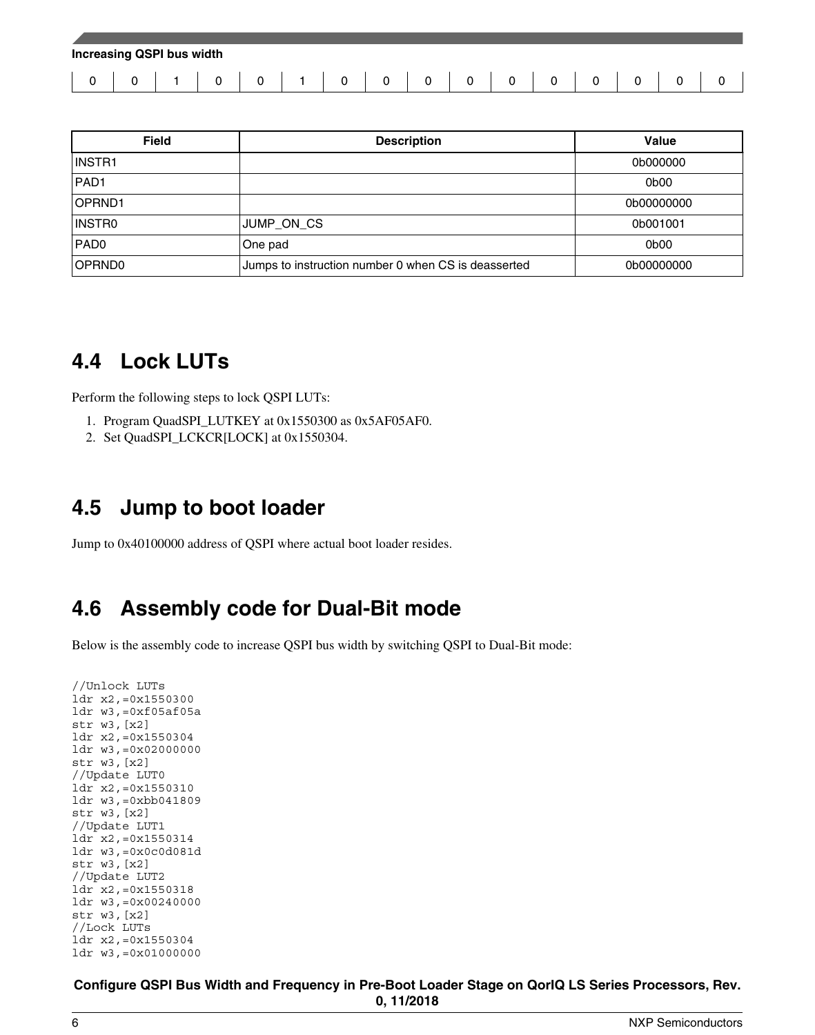Increasing QSPI bus width

| 0 | 0 | 1 | 0 | 0 | 1 | 0 | 0 | 0 | 0 | 0 | 0 | 0 | 0 | 0 | 0 |
|---|---|---|---|---|---|---|---|---|---|---|---|---|---|---|---|

| Field | Description | Value |
|---|---|---|
| INSTR1 | | 0b000000 |
| PAD1 | | 0b00 |
| OPRND1 | | 0b00000000 |
| INSTR0 | JUMP_ON_CS | 0b001001 |
| PAD0 | One pad | 0b00 |
| OPRND0 | Jumps to instruction number 0 when CS is deasserted | 0b00000000 |

## 4.4 Lock LUTs

Perform the following steps to lock QSPI LUTs:

1. Program QuadSPI_LUTKEY at 0x1550300 as 0x5AF05AF0.
2. Set QuadSPI_LCKCR[LOCK] at 0x1550304.

## 4.5 Jump to boot loader

Jump to 0x40100000 address of QSPI where actual boot loader resides.

## 4.6 Assembly code for Dual-Bit mode

Below is the assembly code to increase QSPI bus width by switching QSPI to Dual-Bit mode:

```
//Unlock LUTs
ldr x2,=0x1550300
ldr w3,=0xf05af05a
str w3,[x2]
ldr x2,=0x1550304
ldr w3,=0x02000000
str w3,[x2]
//Update LUT0
ldr x2,=0x1550310
ldr w3,=0xbb041809
str w3,[x2]
//Update LUT1
ldr x2,=0x1550314
ldr w3,=0x0c0d081d
str w3,[x2]
//Update LUT2
ldr x2,=0x1550318
ldr w3,=0x00240000
str w3,[x2]
//Lock LUTs
ldr x2,=0x1550304
ldr w3,=0x01000000
```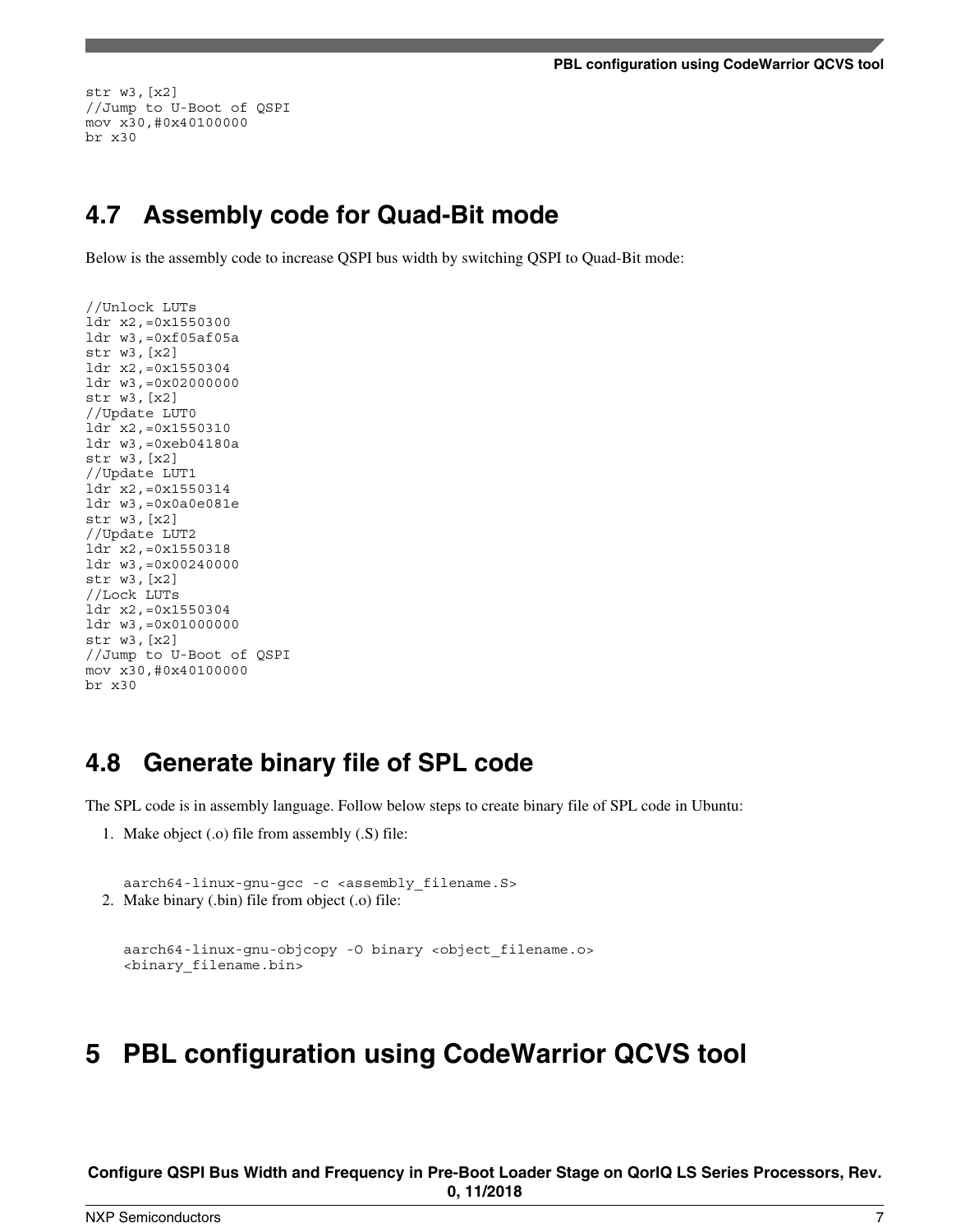```
str w3,[x2]
//Jump to U-Boot of QSPI
mov x30,#0x40100000
br x30
```

## 4.7 Assembly code for Quad-Bit mode

Below is the assembly code to increase QSPI bus width by switching QSPI to Quad-Bit mode:

```
//Unlock LUTs
ldr x2,=0x1550300
ldr w3,=0xf05af05a
str w3,[x2]
ldr x2,=0x1550304
ldr w3,=0x02000000
str w3,[x2]
//Update LUT0
ldr x2,=0x1550310
ldr w3,=0xeb04180a
str w3,[x2]
//Update LUT1
ldr x2,=0x1550314
ldr w3,=0x0a0e081e
str w3,[x2]
//Update LUT2
ldr x2,=0x1550318
ldr w3,=0x00240000
str w3,[x2]
//Lock LUTs
ldr x2,=0x1550304
ldr w3,=0x01000000
str w3,[x2]
//Jump to U-Boot of QSPI
mov x30,#0x40100000
br x30
```

## 4.8 Generate binary file of SPL code

The SPL code is in assembly language. Follow below steps to create binary file of SPL code in Ubuntu:

1. Make object (.o) file from assembly (.S) file:

   ```
   aarch64-linux-gnu-gcc -c <assembly_filename.S>
   ```

2. Make binary (.bin) file from object (.o) file:

   ```
   aarch64-linux-gnu-objcopy -O binary <object_filename.o>
   <binary_filename.bin>
   ```

# 5 PBL configuration using CodeWarrior QCVS tool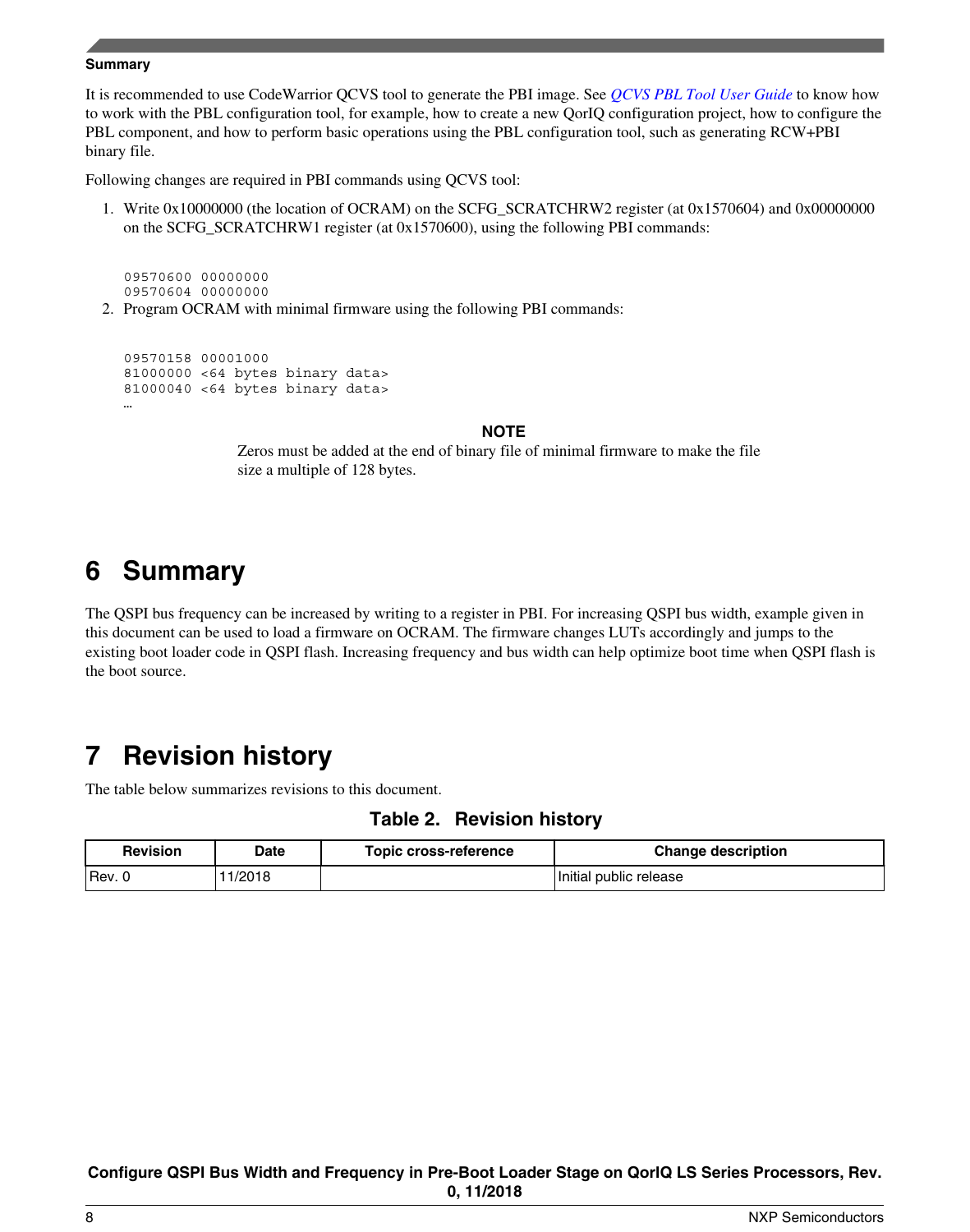It is recommended to use CodeWarrior QCVS tool to generate the PBI image. See *QCVS PBL Tool User Guide* to know how to work with the PBL configuration tool, for example, how to create a new QorIQ configuration project, how to configure the PBL component, and how to perform basic operations using the PBL configuration tool, such as generating RCW+PBI binary file.

Following changes are required in PBI commands using QCVS tool:

1. Write 0x10000000 (the location of OCRAM) on the SCFG_SCRATCHRW2 register (at 0x1570604) and 0x00000000 on the SCFG_SCRATCHRW1 register (at 0x1570600), using the following PBI commands:

```
09570600 00000000
09570604 00000000
```

2. Program OCRAM with minimal firmware using the following PBI commands:

```
09570158 00001000
81000000 <64 bytes binary data>
81000040 <64 bytes binary data>
…
```

**NOTE**

Zeros must be added at the end of binary file of minimal firmware to make the file size a multiple of 128 bytes.

# 6 Summary

The QSPI bus frequency can be increased by writing to a register in PBI. For increasing QSPI bus width, example given in this document can be used to load a firmware on OCRAM. The firmware changes LUTs accordingly and jumps to the existing boot loader code in QSPI flash. Increasing frequency and bus width can help optimize boot time when QSPI flash is the boot source.

# 7 Revision history

The table below summarizes revisions to this document.

**Table 2. Revision history**

| Revision | Date | Topic cross-reference | Change description |
|---|---|---|---|
| Rev. 0 | 11/2018 | | Initial public release |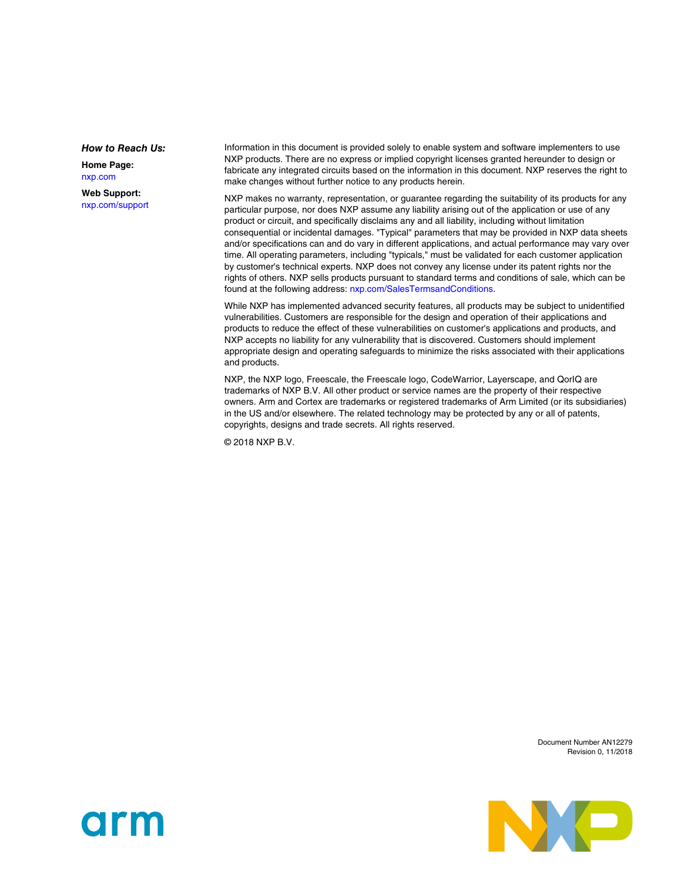***How to Reach Us:***

**Home Page:**
nxp.com

**Web Support:**
nxp.com/support

Information in this document is provided solely to enable system and software implementers to use NXP products. There are no express or implied copyright licenses granted hereunder to design or fabricate any integrated circuits based on the information in this document. NXP reserves the right to make changes without further notice to any products herein.

NXP makes no warranty, representation, or guarantee regarding the suitability of its products for any particular purpose, nor does NXP assume any liability arising out of the application or use of any product or circuit, and specifically disclaims any and all liability, including without limitation consequential or incidental damages. "Typical" parameters that may be provided in NXP data sheets and/or specifications can and do vary in different applications, and actual performance may vary over time. All operating parameters, including "typicals," must be validated for each customer application by customer's technical experts. NXP does not convey any license under its patent rights nor the rights of others. NXP sells products pursuant to standard terms and conditions of sale, which can be found at the following address: nxp.com/SalesTermsandConditions.

While NXP has implemented advanced security features, all products may be subject to unidentified vulnerabilities. Customers are responsible for the design and operation of their applications and products to reduce the effect of these vulnerabilities on customer's applications and products, and NXP accepts no liability for any vulnerability that is discovered. Customers should implement appropriate design and operating safeguards to minimize the risks associated with their applications and products.

NXP, the NXP logo, Freescale, the Freescale logo, CodeWarrior, Layerscape, and QorIQ are trademarks of NXP B.V. All other product or service names are the property of their respective owners. Arm and Cortex are trademarks or registered trademarks of Arm Limited (or its subsidiaries) in the US and/or elsewhere. The related technology may be protected by any or all of patents, copyrights, designs and trade secrets. All rights reserved.

© 2018 NXP B.V.

Document Number AN12279
Revision 0, 11/2018